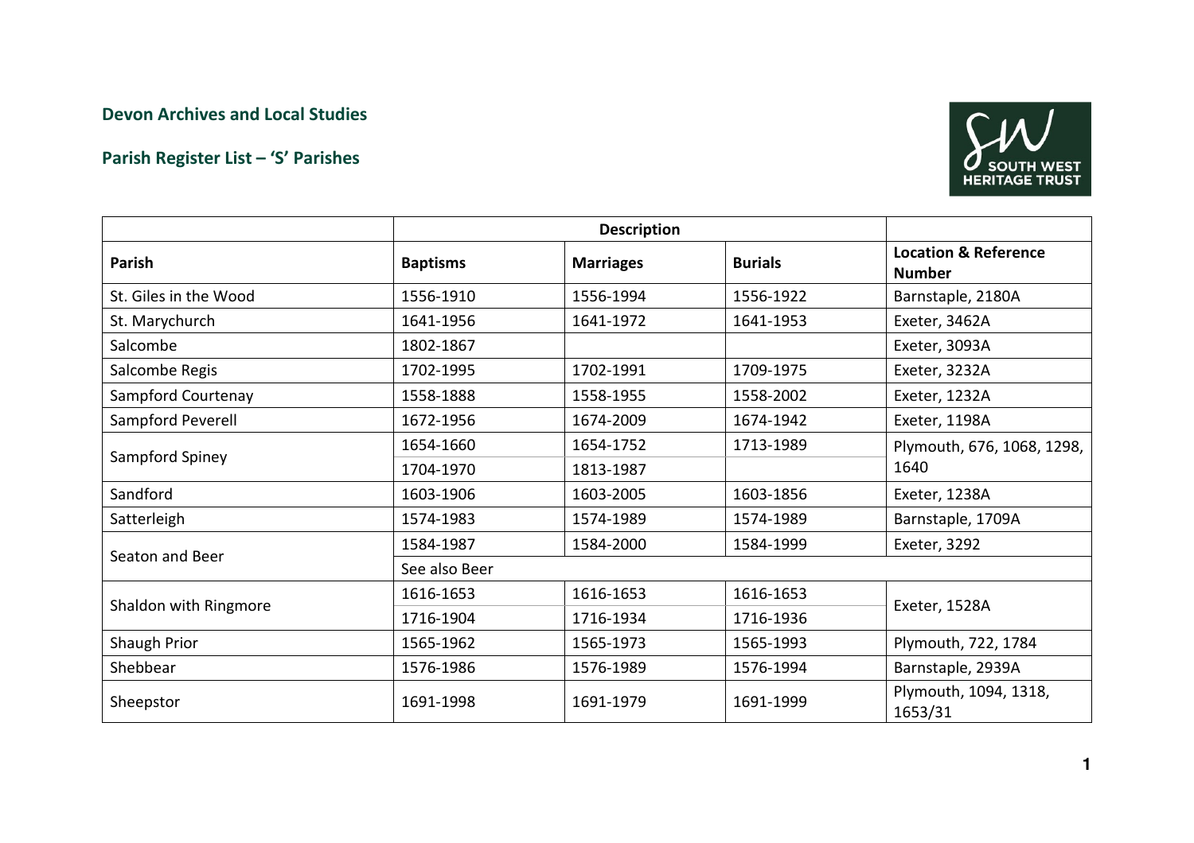**Devon Archives and Local Studies**

**Parish Register List – 'S' Parishes**

| | Description | | | |
|---|---|---|---|---|
| **Parish** | **Baptisms** | **Marriages** | **Burials** | **Location & Reference Number** |
| St. Giles in the Wood | 1556-1910 | 1556-1994 | 1556-1922 | Barnstaple, 2180A |
| St. Marychurch | 1641-1956 | 1641-1972 | 1641-1953 | Exeter, 3462A |
| Salcombe | 1802-1867 | | | Exeter, 3093A |
| Salcombe Regis | 1702-1995 | 1702-1991 | 1709-1975 | Exeter, 3232A |
| Sampford Courtenay | 1558-1888 | 1558-1955 | 1558-2002 | Exeter, 1232A |
| Sampford Peverell | 1672-1956 | 1674-2009 | 1674-1942 | Exeter, 1198A |
| Sampford Spiney | 1654-1660 | 1654-1752 | 1713-1989 | Plymouth, 676, 1068, 1298, 1640 |
| | 1704-1970 | 1813-1987 | | |
| Sandford | 1603-1906 | 1603-2005 | 1603-1856 | Exeter, 1238A |
| Satterleigh | 1574-1983 | 1574-1989 | 1574-1989 | Barnstaple, 1709A |
| Seaton and Beer | 1584-1987 | 1584-2000 | 1584-1999 | Exeter, 3292 |
| | See also Beer | | | |
| Shaldon with Ringmore | 1616-1653 | 1616-1653 | 1616-1653 | Exeter, 1528A |
| | 1716-1904 | 1716-1934 | 1716-1936 | |
| Shaugh Prior | 1565-1962 | 1565-1973 | 1565-1993 | Plymouth, 722, 1784 |
| Shebbear | 1576-1986 | 1576-1989 | 1576-1994 | Barnstaple, 2939A |
| Sheepstor | 1691-1998 | 1691-1979 | 1691-1999 | Plymouth, 1094, 1318, 1653/31 |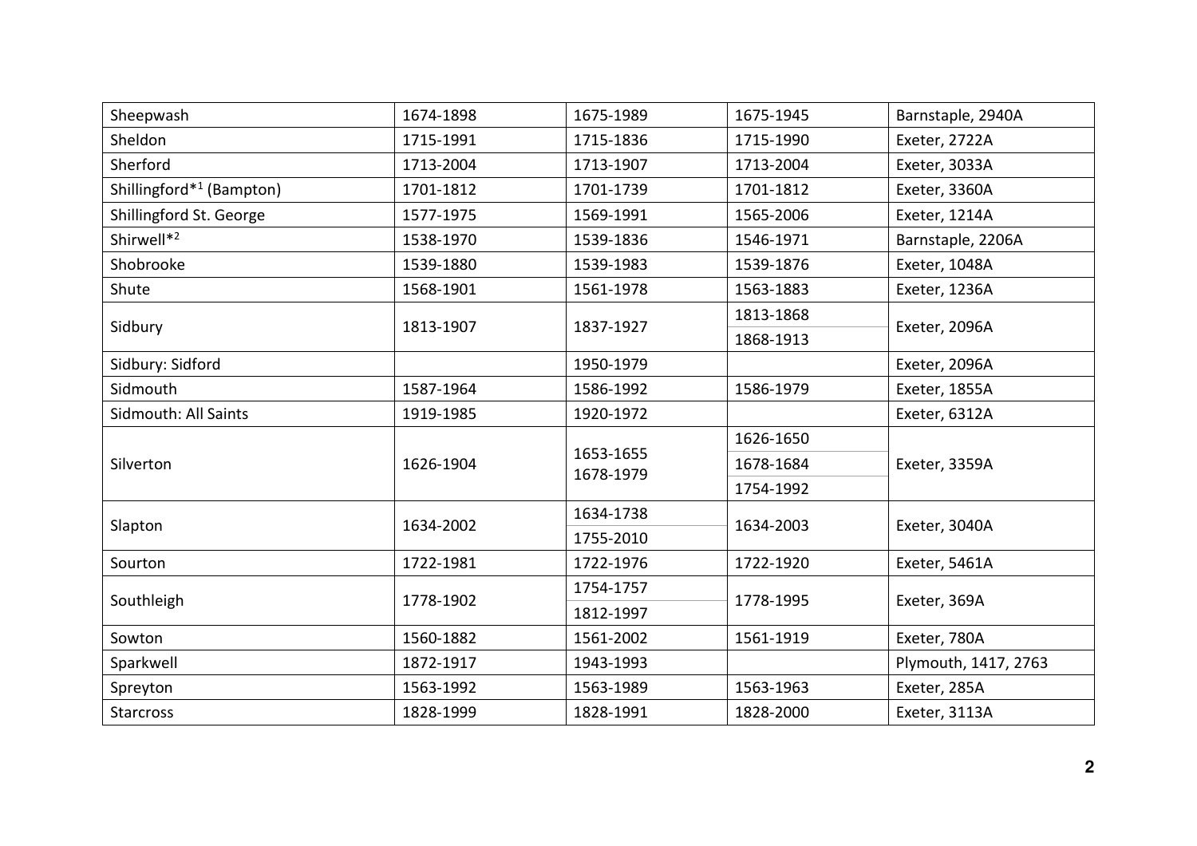| Sheepwash | 1674-1898 | 1675-1989 | 1675-1945 | Barnstaple, 2940A |
|---|---|---|---|---|
| Sheldon | 1715-1991 | 1715-1836 | 1715-1990 | Exeter, 2722A |
| Sherford | 1713-2004 | 1713-1907 | 1713-2004 | Exeter, 3033A |
| Shillingford*[1] (Bampton) | 1701-1812 | 1701-1739 | 1701-1812 | Exeter, 3360A |
| Shillingford St. George | 1577-1975 | 1569-1991 | 1565-2006 | Exeter, 1214A |
| Shirwell*[2] | 1538-1970 | 1539-1836 | 1546-1971 | Barnstaple, 2206A |
| Shobrooke | 1539-1880 | 1539-1983 | 1539-1876 | Exeter, 1048A |
| Shute | 1568-1901 | 1561-1978 | 1563-1883 | Exeter, 1236A |
| Sidbury | 1813-1907 | 1837-1927 | 1813-1868<br>1868-1913 | Exeter, 2096A |
| Sidbury: Sidford | | 1950-1979 | | Exeter, 2096A |
| Sidmouth | 1587-1964 | 1586-1992 | 1586-1979 | Exeter, 1855A |
| Sidmouth: All Saints | 1919-1985 | 1920-1972 | | Exeter, 6312A |
| Silverton | 1626-1904 | 1653-1655<br>1678-1979 | 1626-1650<br>1678-1684<br>1754-1992 | Exeter, 3359A |
| Slapton | 1634-2002 | 1634-1738<br>1755-2010 | 1634-2003 | Exeter, 3040A |
| Sourton | 1722-1981 | 1722-1976 | 1722-1920 | Exeter, 5461A |
| Southleigh | 1778-1902 | 1754-1757<br>1812-1997 | 1778-1995 | Exeter, 369A |
| Sowton | 1560-1882 | 1561-2002 | 1561-1919 | Exeter, 780A |
| Sparkwell | 1872-1917 | 1943-1993 | | Plymouth, 1417, 2763 |
| Spreyton | 1563-1992 | 1563-1989 | 1563-1963 | Exeter, 285A |
| Starcross | 1828-1999 | 1828-1991 | 1828-2000 | Exeter, 3113A |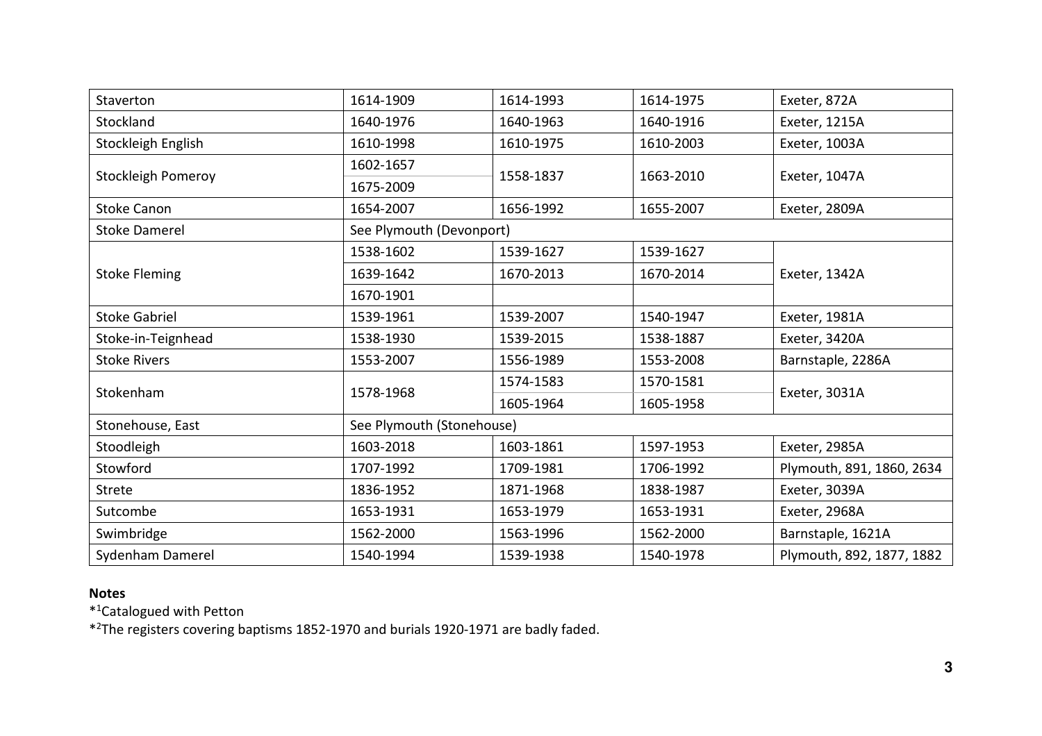| | | | | |
|---|---|---|---|---|
| Staverton | 1614-1909 | 1614-1993 | 1614-1975 | Exeter, 872A |
| Stockland | 1640-1976 | 1640-1963 | 1640-1916 | Exeter, 1215A |
| Stockleigh English | 1610-1998 | 1610-1975 | 1610-2003 | Exeter, 1003A |
| Stockleigh Pomeroy | 1602-1657 | 1558-1837 | 1663-2010 | Exeter, 1047A |
| | 1675-2009 | | | |
| Stoke Canon | 1654-2007 | 1656-1992 | 1655-2007 | Exeter, 2809A |
| Stoke Damerel | See Plymouth (Devonport) | | | |
| Stoke Fleming | 1538-1602 | 1539-1627 | 1539-1627 | Exeter, 1342A |
| | 1639-1642 | 1670-2013 | 1670-2014 | |
| | 1670-1901 | | | |
| Stoke Gabriel | 1539-1961 | 1539-2007 | 1540-1947 | Exeter, 1981A |
| Stoke-in-Teignhead | 1538-1930 | 1539-2015 | 1538-1887 | Exeter, 3420A |
| Stoke Rivers | 1553-2007 | 1556-1989 | 1553-2008 | Barnstaple, 2286A |
| Stokenham | 1578-1968 | 1574-1583 | 1570-1581 | Exeter, 3031A |
| | | 1605-1964 | 1605-1958 | |
| Stonehouse, East | See Plymouth (Stonehouse) | | | |
| Stoodleigh | 1603-2018 | 1603-1861 | 1597-1953 | Exeter, 2985A |
| Stowford | 1707-1992 | 1709-1981 | 1706-1992 | Plymouth, 891, 1860, 2634 |
| Strete | 1836-1952 | 1871-1968 | 1838-1987 | Exeter, 3039A |
| Sutcombe | 1653-1931 | 1653-1979 | 1653-1931 | Exeter, 2968A |
| Swimbridge | 1562-2000 | 1563-1996 | 1562-2000 | Barnstaple, 1621A |
| Sydenham Damerel | 1540-1994 | 1539-1938 | 1540-1978 | Plymouth, 892, 1877, 1882 |

**Notes**

*[1]Catalogued with Petton

*[2]The registers covering baptisms 1852-1970 and burials 1920-1971 are badly faded.